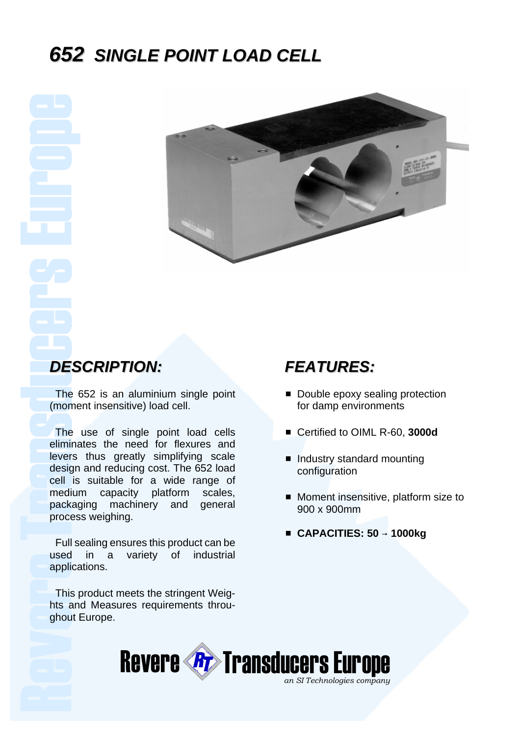# 652 SINGLE POINT LOAD CELL

## DESCRIPTION:

The 652 is an aluminium single point (moment insensitive) load cell.

The use of single point load cells eliminates the need for flexures and levers thus greatly simplifying scale design and reducing cost. The 652 load cell is suitable for a wide range of medium capacity platform scales, packaging machinery and general process weighing.

Full sealing ensures this product can be used in a variety of industrial applications.

This product meets the stringent Weig-hts and Measures requirements throu-ghout Europe.

## FEATURES:

- Double epoxy sealing protection for damp environments
- Certified to OIML R-60, **3000d**
- Industry standard mounting configuration
- Moment insensitive, platform size to 900 x 900mm
- **CAPACITIES: 50 → 1000kg**

Revere Transducers Europe

*an SI Technologies company*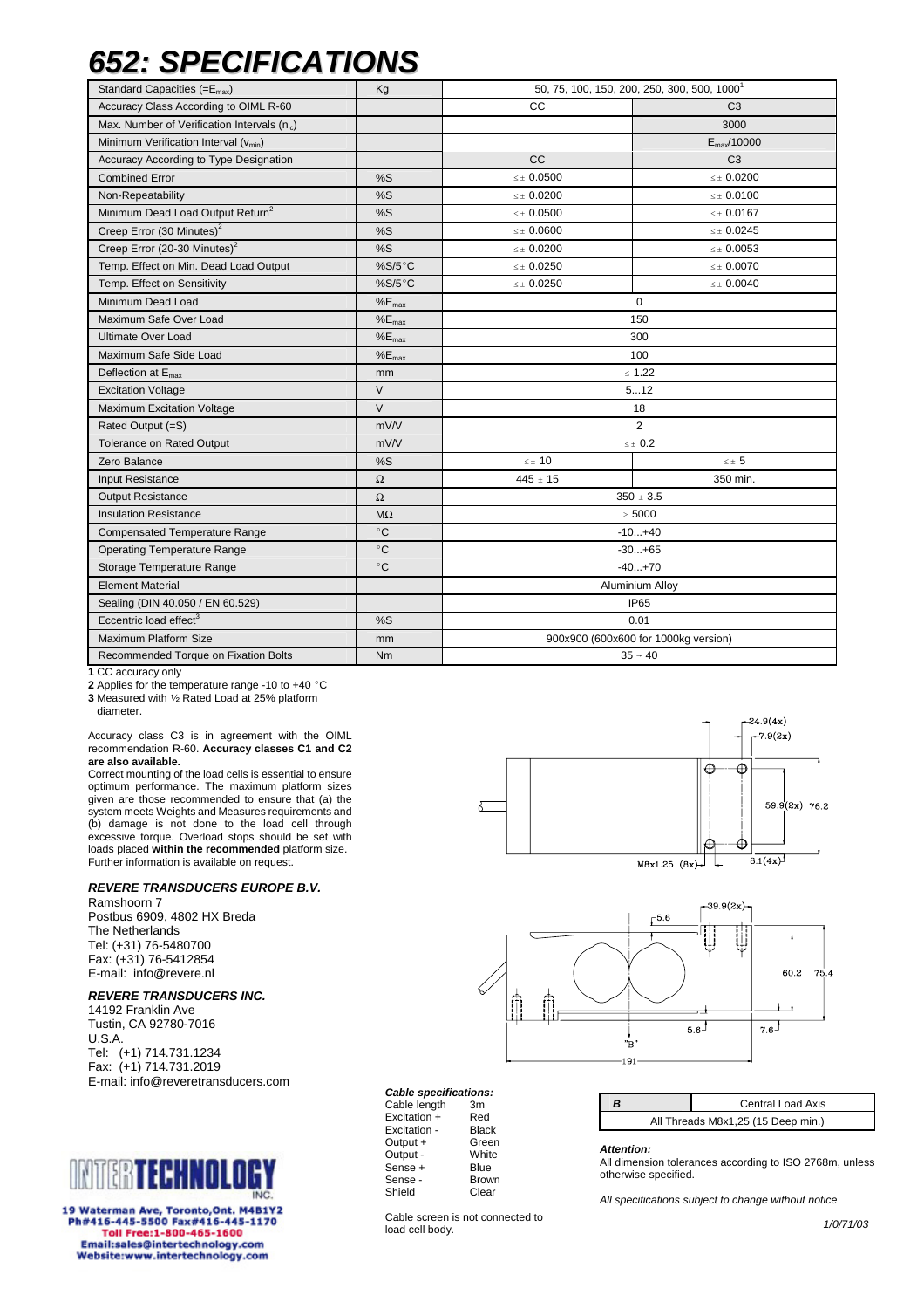# 652: SPECIFICATIONS

| | | | |
|---|---|---|---|
| Standard Capacities (= $E_{max}$) | Kg | 50, 75, 100, 150, 200, 250, 300, 500, 1000[1] | |
| Accuracy Class According to OIML R-60 | | CC | C3 |
| Max. Number of Verification Intervals ($n_{lc}$) | | | 3000 |
| Minimum Verification Interval ($v_{min}$) | | | $E_{max}$/10000 |
| Accuracy According to Type Designation | | CC | C3 |
| Combined Error | %S | ≤ ± 0.0500 | ≤ ± 0.0200 |
| Non-Repeatability | %S | ≤ ± 0.0200 | ≤ ± 0.0100 |
| Minimum Dead Load Output Return[2] | %S | ≤ ± 0.0500 | ≤ ± 0.0167 |
| Creep Error (30 Minutes)[2] | %S | ≤ ± 0.0600 | ≤ ± 0.0245 |
| Creep Error (20-30 Minutes)[2] | %S | ≤ ± 0.0200 | ≤ ± 0.0053 |
| Temp. Effect on Min. Dead Load Output | %S/5°C | ≤ ± 0.0250 | ≤ ± 0.0070 |
| Temp. Effect on Sensitivity | %S/5°C | ≤ ± 0.0250 | ≤ ± 0.0040 |
| Minimum Dead Load | %$E_{max}$ | 0 | |
| Maximum Safe Over Load | %$E_{max}$ | 150 | |
| Ultimate Over Load | %$E_{max}$ | 300 | |
| Maximum Safe Side Load | %$E_{max}$ | 100 | |
| Deflection at $E_{max}$ | mm | ≤ 1.22 | |
| Excitation Voltage | V | 5...12 | |
| Maximum Excitation Voltage | V | 18 | |
| Rated Output (=S) | mV/V | 2 | |
| Tolerance on Rated Output | mV/V | ≤ ± 0.2 | |
| Zero Balance | %S | ≤ ± 10 | ≤ ± 5 |
| Input Resistance | Ω | 445 ± 15 | 350 min. |
| Output Resistance | Ω | 350 ± 3.5 | |
| Insulation Resistance | MΩ | ≥ 5000 | |
| Compensated Temperature Range | °C | -10...+40 | |
| Operating Temperature Range | °C | -30...+65 | |
| Storage Temperature Range | °C | -40...+70 | |
| Element Material | | Aluminium Alloy | |
| Sealing (DIN 40.050 / EN 60.529) | | IP65 | |
| Eccentric load effect[3] | %S | 0.01 | |
| Maximum Platform Size | mm | 900x900 (600x600 for 1000kg version) | |
| Recommended Torque on Fixation Bolts | Nm | 35 - 40 | |

**1** CC accuracy only
**2** Applies for the temperature range -10 to +40 °C
**3** Measured with ½ Rated Load at 25% platform diameter.

Accuracy class C3 is in agreement with the OIML recommendation R-60. **Accuracy classes C1 and C2 are also available.**
Correct mounting of the load cells is essential to ensure optimum performance. The maximum platform sizes given are those recommended to ensure that (a) the system meets Weights and Measures requirements and (b) damage is not done to the load cell through excessive torque. Overload stops should be set with loads placed **within the recommended** platform size. Further information is available on request.

24.9(4x)
7.9(2x)
59.9(2x) 76.2
M8x1.25 (8x)
6.1(4x)
39.9(2x)
5.6
60.2 75.4
5.6
7.6
"B"
191

### *REVERE TRANSDUCERS EUROPE B.V.*

Ramshoorn 7
Postbus 6909, 4802 HX Breda
The Netherlands
Tel: (+31) 76-5480700
Fax: (+31) 76-5412854
E-mail: info@revere.nl

### *REVERE TRANSDUCERS INC.*

14192 Franklin Ave
Tustin, CA 92780-7016
U.S.A.
Tel: (+1) 714.731.1234
Fax: (+1) 714.731.2019
E-mail: info@reveretransducers.com

INTERTECHNOLOGY INC.
19 Waterman Ave, Toronto,Ont. M4B1Y2
Ph#416-445-5500 Fax#416-445-1170
Toll Free:1-800-465-1600
Email:sales@intertechnology.com
Website:www.intertechnology.com

***Cable specifications:***

| | |
|---|---|
| Cable length | 3m |
| Excitation + | Red |
| Excitation - | Black |
| Output + | Green |
| Output - | White |
| Sense + | Blue |
| Sense - | Brown |
| Shield | Clear |

Cable screen is not connected to load cell body.

| | |
|---|---|
| ***B*** | Central Load Axis |
| All Threads M8x1,25 (15 Deep min.) | |

***Attention:***
All dimension tolerances according to ISO 2768m, unless otherwise specified.

*All specifications subject to change without notice*

*1/0/71/03*